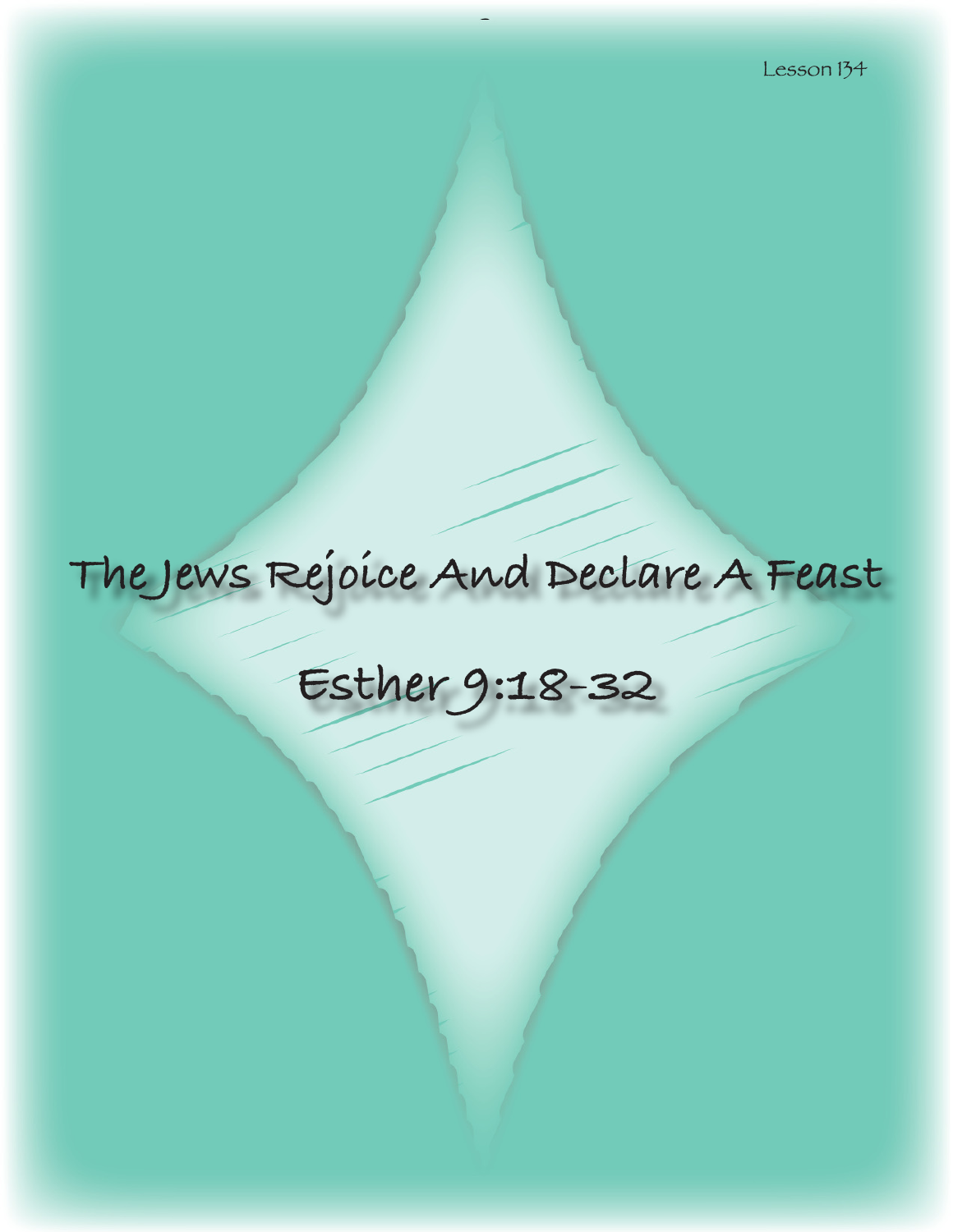Lesson 134

# The Jews Rejoice And Declare A Feast

## Esther 9:18-32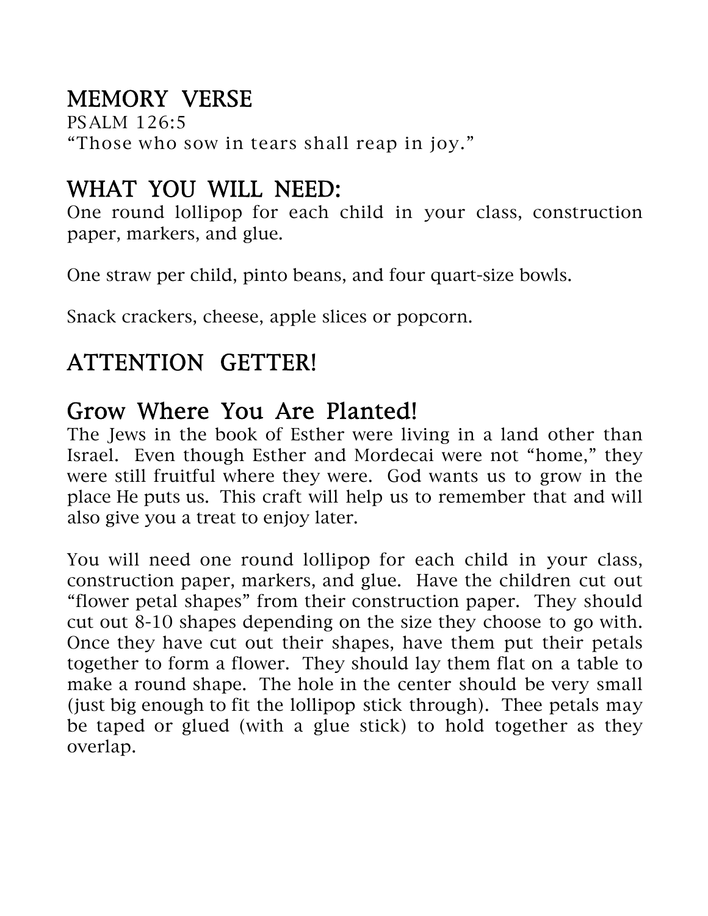## MEMORY VERSE

PSALM 126:5
"Those who sow in tears shall reap in joy."

## WHAT YOU WILL NEED:

One round lollipop for each child in your class, construction paper, markers, and glue.

One straw per child, pinto beans, and four quart-size bowls.

Snack crackers, cheese, apple slices or popcorn.

## ATTENTION GETTER!

## Grow Where You Are Planted!

The Jews in the book of Esther were living in a land other than Israel. Even though Esther and Mordecai were not "home," they were still fruitful where they were. God wants us to grow in the place He puts us. This craft will help us to remember that and will also give you a treat to enjoy later.

You will need one round lollipop for each child in your class, construction paper, markers, and glue. Have the children cut out "flower petal shapes" from their construction paper. They should cut out 8-10 shapes depending on the size they choose to go with. Once they have cut out their shapes, have them put their petals together to form a flower. They should lay them flat on a table to make a round shape. The hole in the center should be very small (just big enough to fit the lollipop stick through). Thee petals may be taped or glued (with a glue stick) to hold together as they overlap.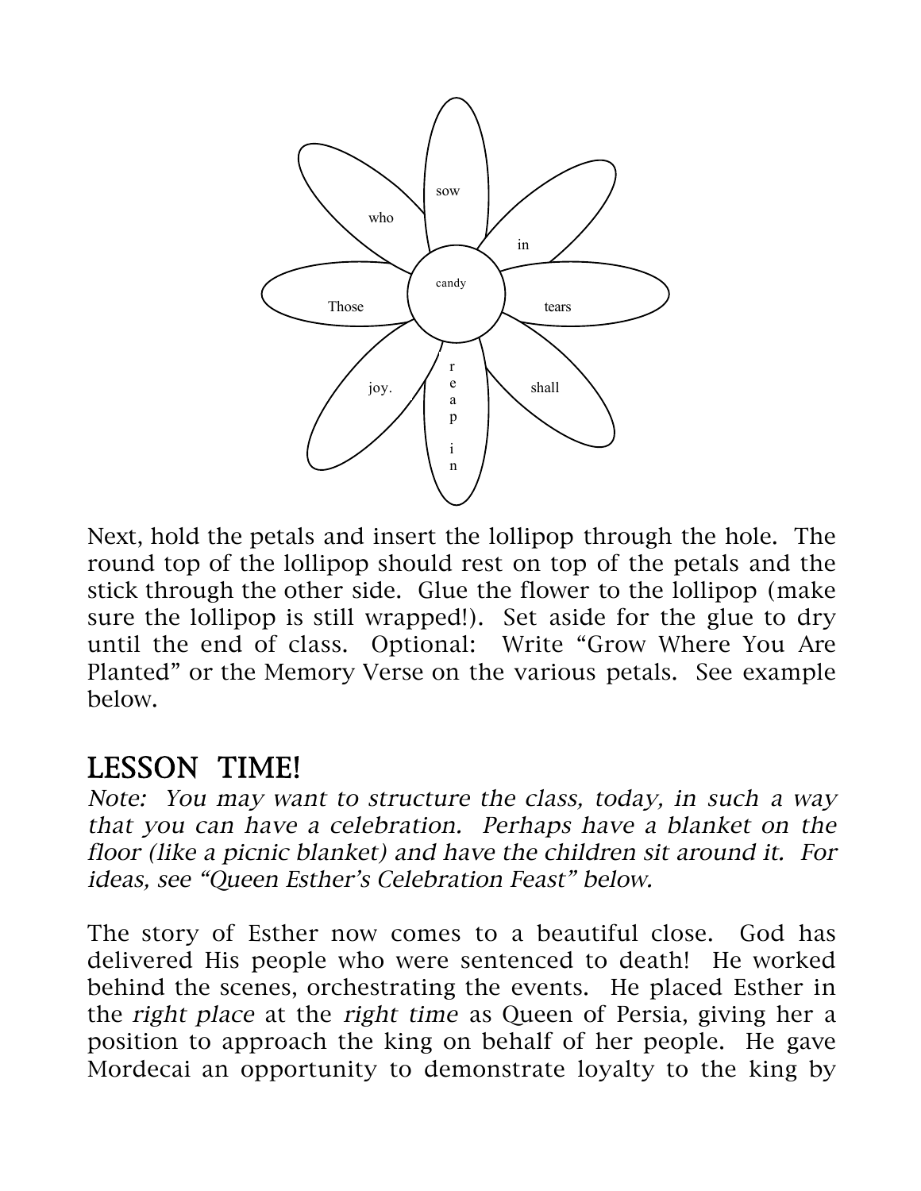Next, hold the petals and insert the lollipop through the hole. The round top of the lollipop should rest on top of the petals and the stick through the other side. Glue the flower to the lollipop (make sure the lollipop is still wrapped!). Set aside for the glue to dry until the end of class. Optional: Write "Grow Where You Are Planted" or the Memory Verse on the various petals. See example below.

## LESSON TIME!

*Note: You may want to structure the class, today, in such a way that you can have a celebration. Perhaps have a blanket on the floor (like a picnic blanket) and have the children sit around it. For ideas, see "Queen Esther's Celebration Feast" below.*

The story of Esther now comes to a beautiful close. God has delivered His people who were sentenced to death! He worked behind the scenes, orchestrating the events. He placed Esther in the *right place* at the *right time* as Queen of Persia, giving her a position to approach the king on behalf of her people. He gave Mordecai an opportunity to demonstrate loyalty to the king by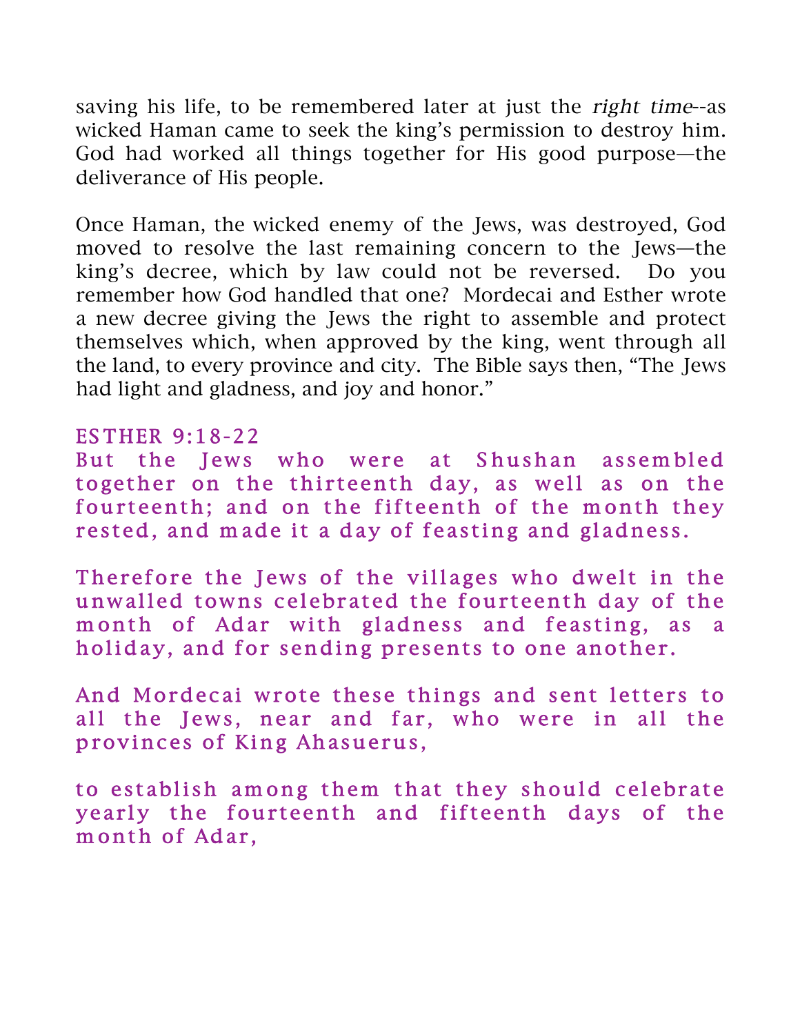saving his life, to be remembered later at just the *right time*--as wicked Haman came to seek the king's permission to destroy him. God had worked all things together for His good purpose—the deliverance of His people.

Once Haman, the wicked enemy of the Jews, was destroyed, God moved to resolve the last remaining concern to the Jews—the king's decree, which by law could not be reversed. Do you remember how God handled that one? Mordecai and Esther wrote a new decree giving the Jews the right to assemble and protect themselves which, when approved by the king, went through all the land, to every province and city. The Bible says then, "The Jews had light and gladness, and joy and honor."

ESTHER 9:18-22

But the Jews who were at Shushan assembled together on the thirteenth day, as well as on the fourteenth; and on the fifteenth of the month they rested, and made it a day of feasting and gladness.

Therefore the Jews of the villages who dwelt in the unwalled towns celebrated the fourteenth day of the month of Adar with gladness and feasting, as a holiday, and for sending presents to one another.

And Mordecai wrote these things and sent letters to all the Jews, near and far, who were in all the provinces of King Ahasuerus,

to establish among them that they should celebrate yearly the fourteenth and fifteenth days of the month of Adar,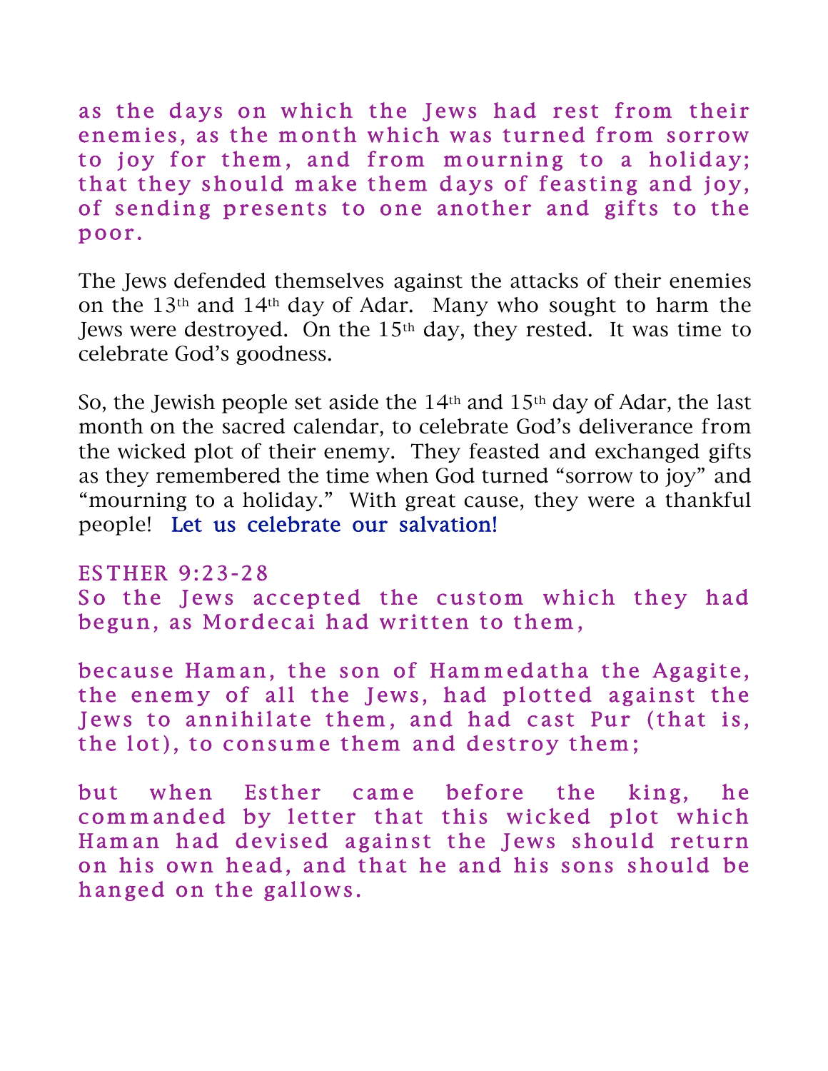as the days on which the Jews had rest from their enemies, as the month which was turned from sorrow to joy for them, and from mourning to a holiday; that they should make them days of feasting and joy, of sending presents to one another and gifts to the poor.

The Jews defended themselves against the attacks of their enemies on the 13th and 14th day of Adar. Many who sought to harm the Jews were destroyed. On the 15th day, they rested. It was time to celebrate God's goodness.

So, the Jewish people set aside the 14th and 15th day of Adar, the last month on the sacred calendar, to celebrate God's deliverance from the wicked plot of their enemy. They feasted and exchanged gifts as they remembered the time when God turned "sorrow to joy" and "mourning to a holiday." With great cause, they were a thankful people! Let us celebrate our salvation!

ESTHER 9:23-28

So the Jews accepted the custom which they had begun, as Mordecai had written to them,

because Haman, the son of Hammedatha the Agagite, the enemy of all the Jews, had plotted against the Jews to annihilate them, and had cast Pur (that is, the lot), to consume them and destroy them;

but when Esther came before the king, he commanded by letter that this wicked plot which Haman had devised against the Jews should return on his own head, and that he and his sons should be hanged on the gallows.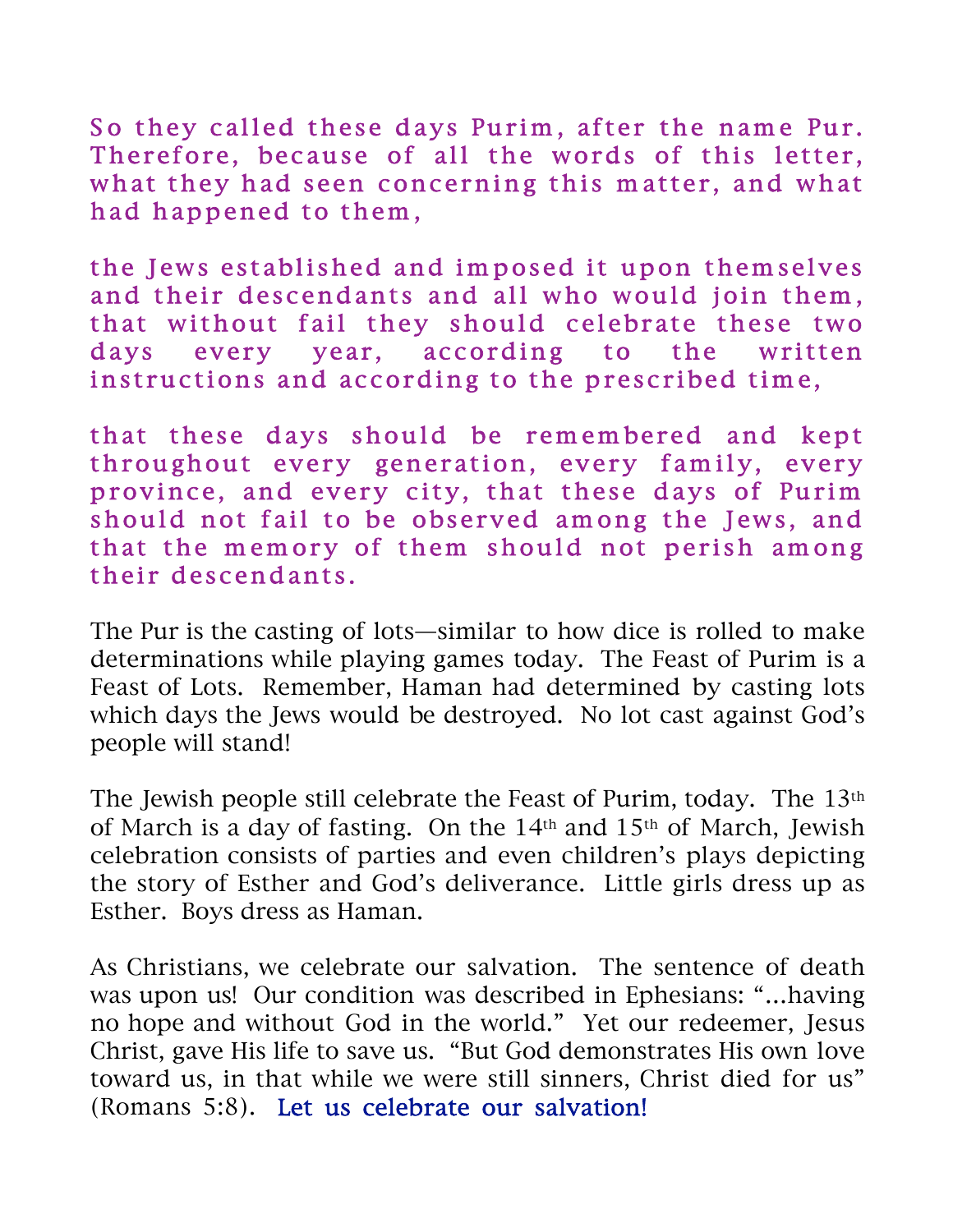So they called these days Purim, after the name Pur. Therefore, because of all the words of this letter, what they had seen concerning this matter, and what had happened to them,

the Jews established and imposed it upon themselves and their descendants and all who would join them, that without fail they should celebrate these two days every year, according to the written instructions and according to the prescribed time,

that these days should be remembered and kept throughout every generation, every family, every province, and every city, that these days of Purim should not fail to be observed among the Jews, and that the memory of them should not perish among their descendants.

The Pur is the casting of lots—similar to how dice is rolled to make determinations while playing games today. The Feast of Purim is a Feast of Lots. Remember, Haman had determined by casting lots which days the Jews would be destroyed. No lot cast against God's people will stand!

The Jewish people still celebrate the Feast of Purim, today. The 13th of March is a day of fasting. On the 14th and 15th of March, Jewish celebration consists of parties and even children's plays depicting the story of Esther and God's deliverance. Little girls dress up as Esther. Boys dress as Haman.

As Christians, we celebrate our salvation. The sentence of death was upon us! Our condition was described in Ephesians: "…having no hope and without God in the world." Yet our redeemer, Jesus Christ, gave His life to save us. "But God demonstrates His own love toward us, in that while we were still sinners, Christ died for us" (Romans 5:8). Let us celebrate our salvation!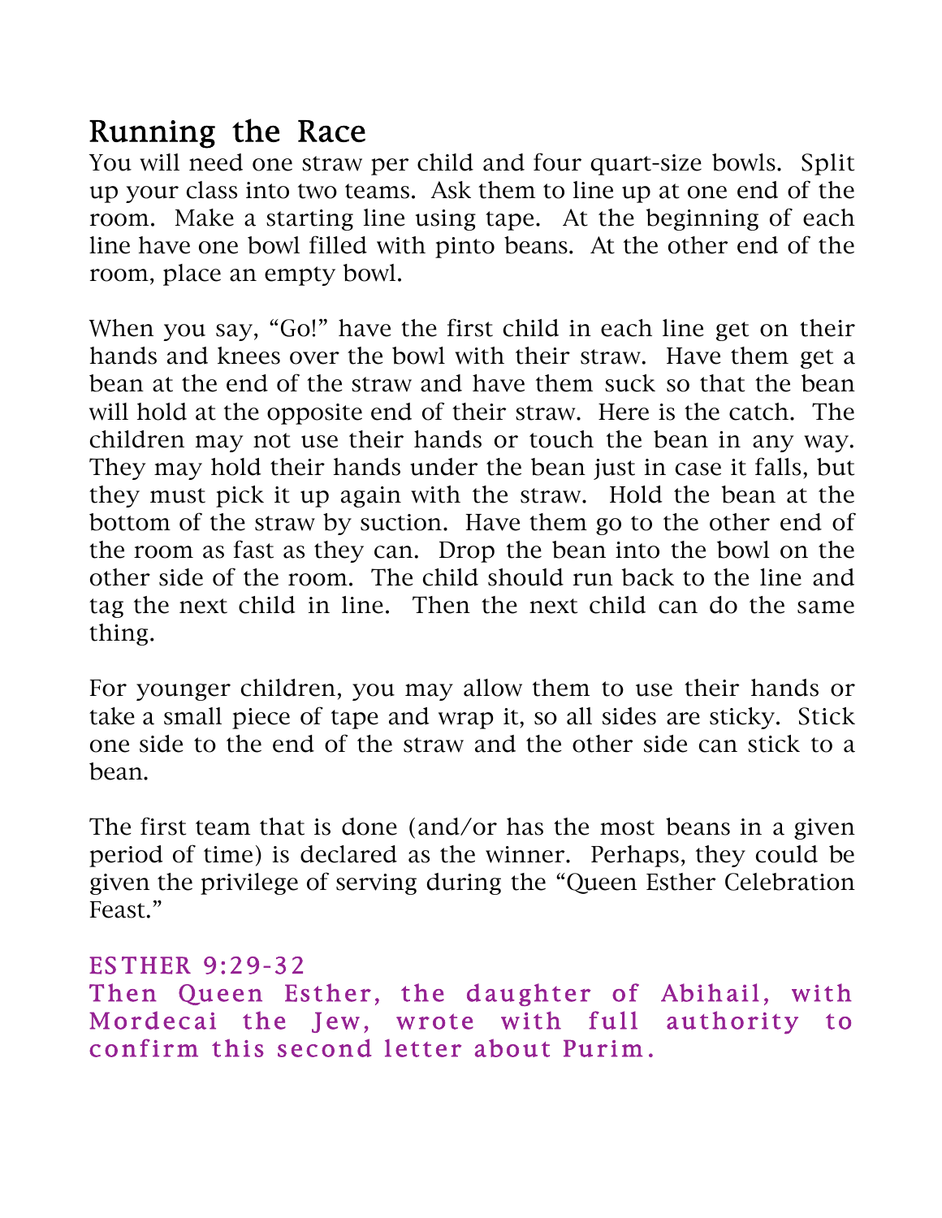## Running the Race

You will need one straw per child and four quart-size bowls. Split up your class into two teams. Ask them to line up at one end of the room. Make a starting line using tape. At the beginning of each line have one bowl filled with pinto beans. At the other end of the room, place an empty bowl.

When you say, "Go!" have the first child in each line get on their hands and knees over the bowl with their straw. Have them get a bean at the end of the straw and have them suck so that the bean will hold at the opposite end of their straw. Here is the catch. The children may not use their hands or touch the bean in any way. They may hold their hands under the bean just in case it falls, but they must pick it up again with the straw. Hold the bean at the bottom of the straw by suction. Have them go to the other end of the room as fast as they can. Drop the bean into the bowl on the other side of the room. The child should run back to the line and tag the next child in line. Then the next child can do the same thing.

For younger children, you may allow them to use their hands or take a small piece of tape and wrap it, so all sides are sticky. Stick one side to the end of the straw and the other side can stick to a bean.

The first team that is done (and/or has the most beans in a given period of time) is declared as the winner. Perhaps, they could be given the privilege of serving during the "Queen Esther Celebration Feast."

ESTHER 9:29-32
Then Queen Esther, the daughter of Abihail, with Mordecai the Jew, wrote with full authority to confirm this second letter about Purim.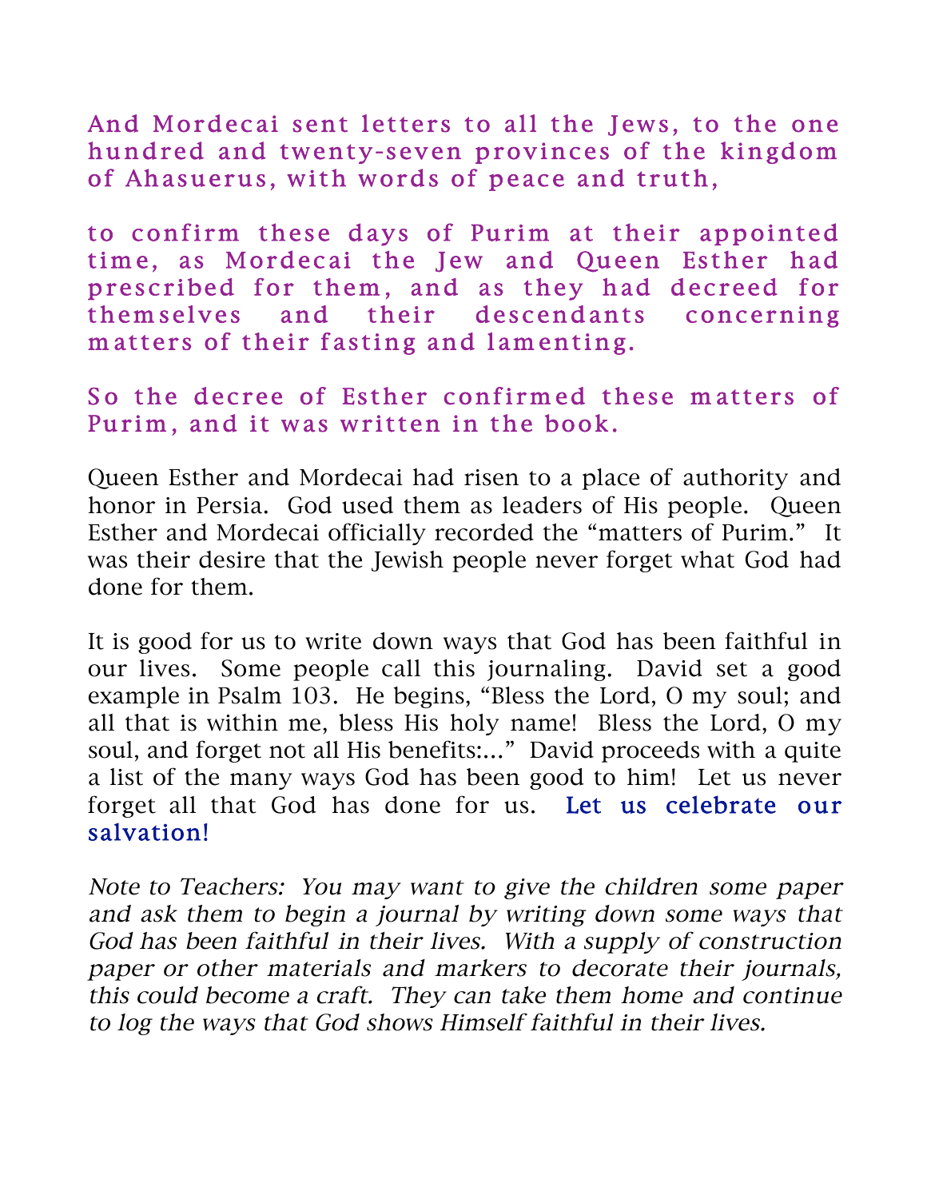And Mordecai sent letters to all the Jews, to the one hundred and twenty-seven provinces of the kingdom of Ahasuerus, with words of peace and truth,

to confirm these days of Purim at their appointed time, as Mordecai the Jew and Queen Esther had prescribed for them, and as they had decreed for themselves and their descendants concerning matters of their fasting and lamenting.

So the decree of Esther confirmed these matters of Purim, and it was written in the book.

Queen Esther and Mordecai had risen to a place of authority and honor in Persia. God used them as leaders of His people. Queen Esther and Mordecai officially recorded the "matters of Purim." It was their desire that the Jewish people never forget what God had done for them.

It is good for us to write down ways that God has been faithful in our lives. Some people call this journaling. David set a good example in Psalm 103. He begins, "Bless the Lord, O my soul; and all that is within me, bless His holy name! Bless the Lord, O my soul, and forget not all His benefits:..." David proceeds with a quite a list of the many ways God has been good to him! Let us never forget all that God has done for us. Let us celebrate our salvation!

*Note to Teachers: You may want to give the children some paper and ask them to begin a journal by writing down some ways that God has been faithful in their lives. With a supply of construction paper or other materials and markers to decorate their journals, this could become a craft. They can take them home and continue to log the ways that God shows Himself faithful in their lives.*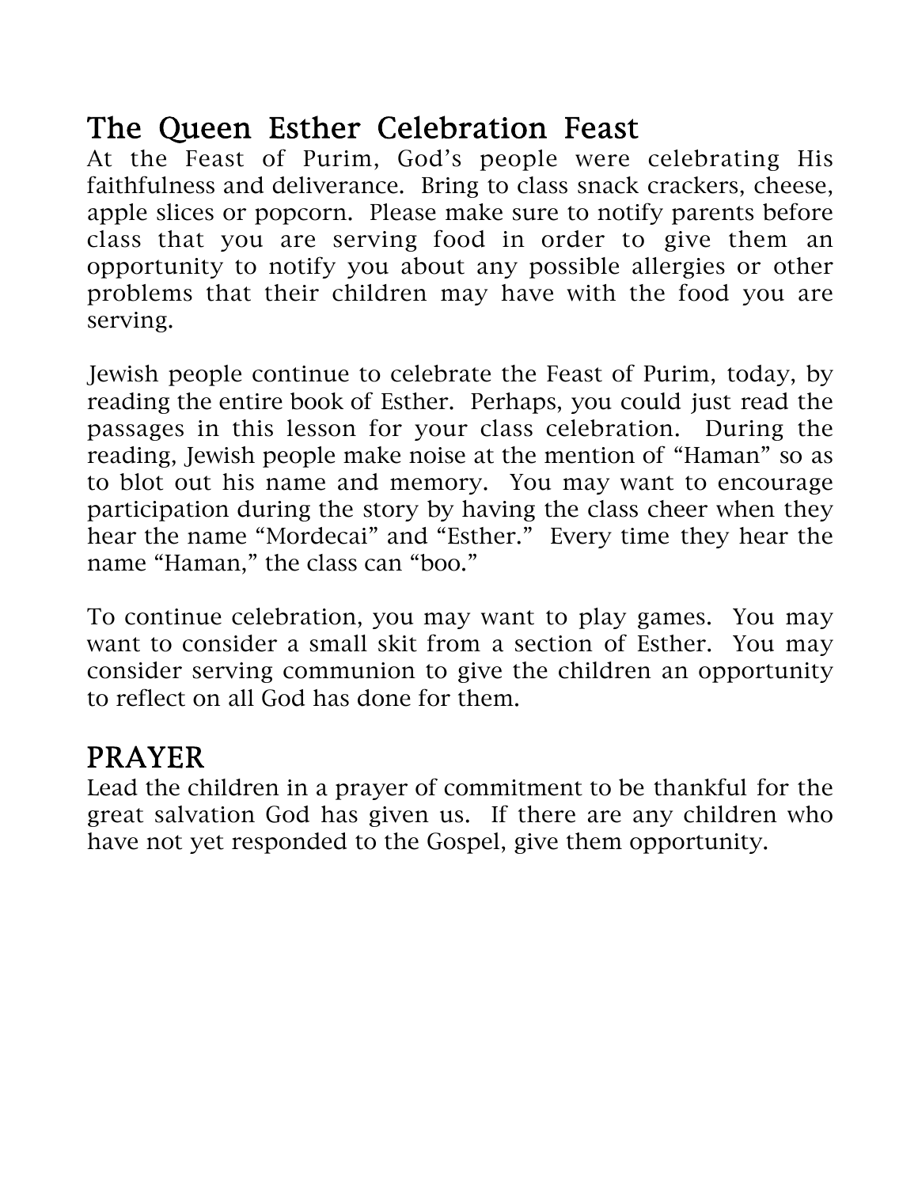## The Queen Esther Celebration Feast

At the Feast of Purim, God's people were celebrating His faithfulness and deliverance. Bring to class snack crackers, cheese, apple slices or popcorn. Please make sure to notify parents before class that you are serving food in order to give them an opportunity to notify you about any possible allergies or other problems that their children may have with the food you are serving.

Jewish people continue to celebrate the Feast of Purim, today, by reading the entire book of Esther. Perhaps, you could just read the passages in this lesson for your class celebration. During the reading, Jewish people make noise at the mention of "Haman" so as to blot out his name and memory. You may want to encourage participation during the story by having the class cheer when they hear the name "Mordecai" and "Esther." Every time they hear the name "Haman," the class can "boo."

To continue celebration, you may want to play games. You may want to consider a small skit from a section of Esther. You may consider serving communion to give the children an opportunity to reflect on all God has done for them.

## PRAYER

Lead the children in a prayer of commitment to be thankful for the great salvation God has given us. If there are any children who have not yet responded to the Gospel, give them opportunity.